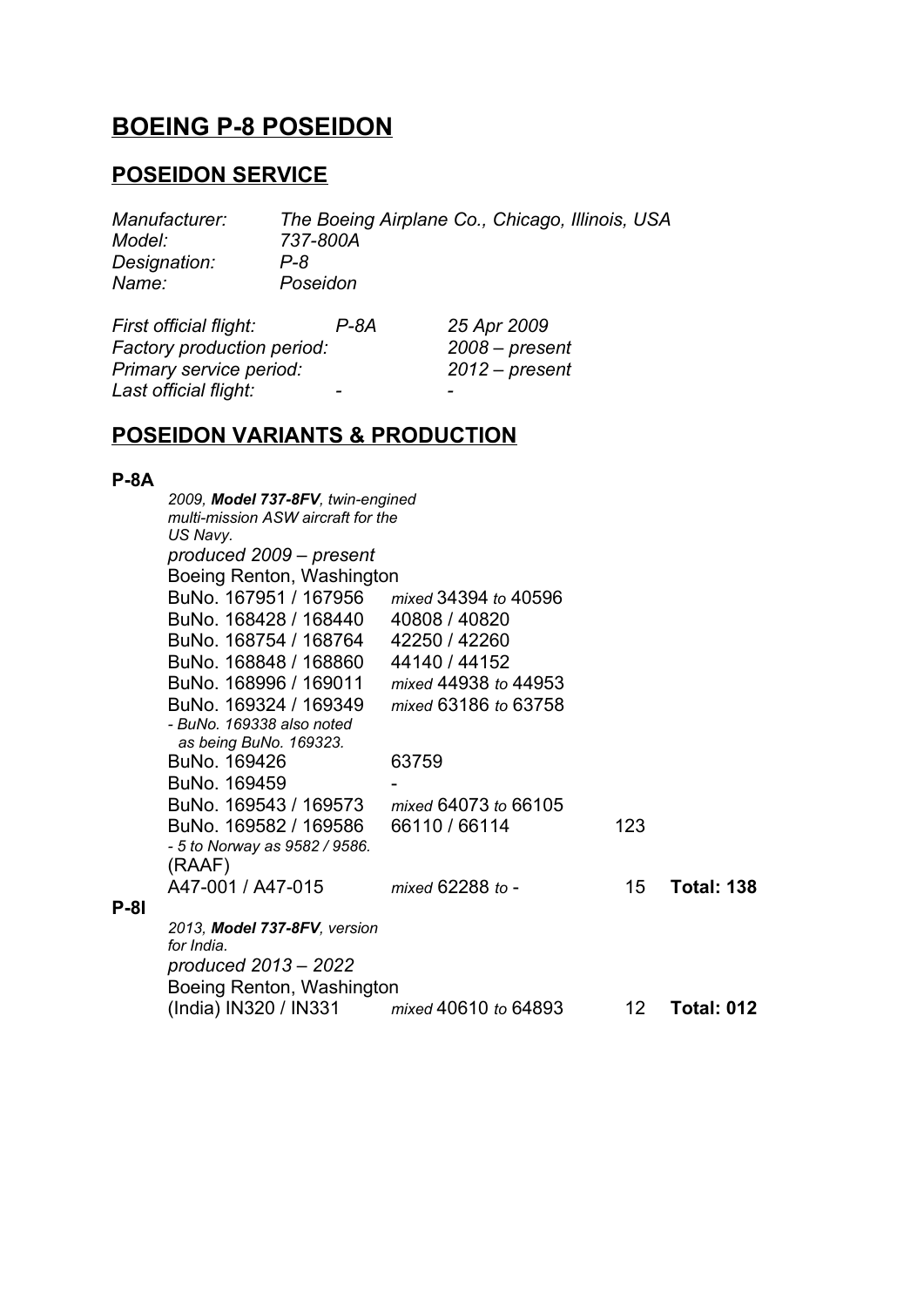# BOEING P-8 POSEIDON

## POSEIDON SERVICE

*Manufacturer:* *The Boeing Airplane Co., Chicago, Illinois, USA*
*Model:* *737-800A*
*Designation:* *P-8*
*Name:* *Poseidon*

*First official flight:* *P-8A* *25 Apr 2009*
*Factory production period:* *2008 – present*
*Primary service period:* *2012 – present*
*Last official flight:* *-* *-*

## POSEIDON VARIANTS & PRODUCTION

**P-8A**

*2009, **Model 737-8FV**, twin-engined multi-mission ASW aircraft for the US Navy.*

*produced 2009 – present*

Boeing Renton, Washington

| | | | |
|---|---|---|---|
| BuNo. 167951 / 167956 | *mixed* 34394 *to* 40596 | | |
| BuNo. 168428 / 168440 | 40808 / 40820 | | |
| BuNo. 168754 / 168764 | 42250 / 42260 | | |
| BuNo. 168848 / 168860 | 44140 / 44152 | | |
| BuNo. 168996 / 169011 | *mixed* 44938 *to* 44953 | | |
| BuNo. 169324 / 169349 *- BuNo. 169338 also noted as being BuNo. 169323.* | *mixed* 63186 *to* 63758 | | |
| BuNo. 169426 | 63759 | | |
| BuNo. 169459 | - | | |
| BuNo. 169543 / 169573 | *mixed* 64073 *to* 66105 | | |
| BuNo. 169582 / 169586 *- 5 to Norway as 9582 / 9586.* | 66110 / 66114 | 123 | |
| (RAAF) A47-001 / A47-015 | *mixed* 62288 *to* - | 15 | **Total: 138** |

**P-8I**

*2013, **Model 737-8FV**, version for India.*

*produced 2013 – 2022*

Boeing Renton, Washington

| | | | |
|---|---|---|---|
| (India) IN320 / IN331 | *mixed* 40610 *to* 64893 | 12 | **Total: 012** |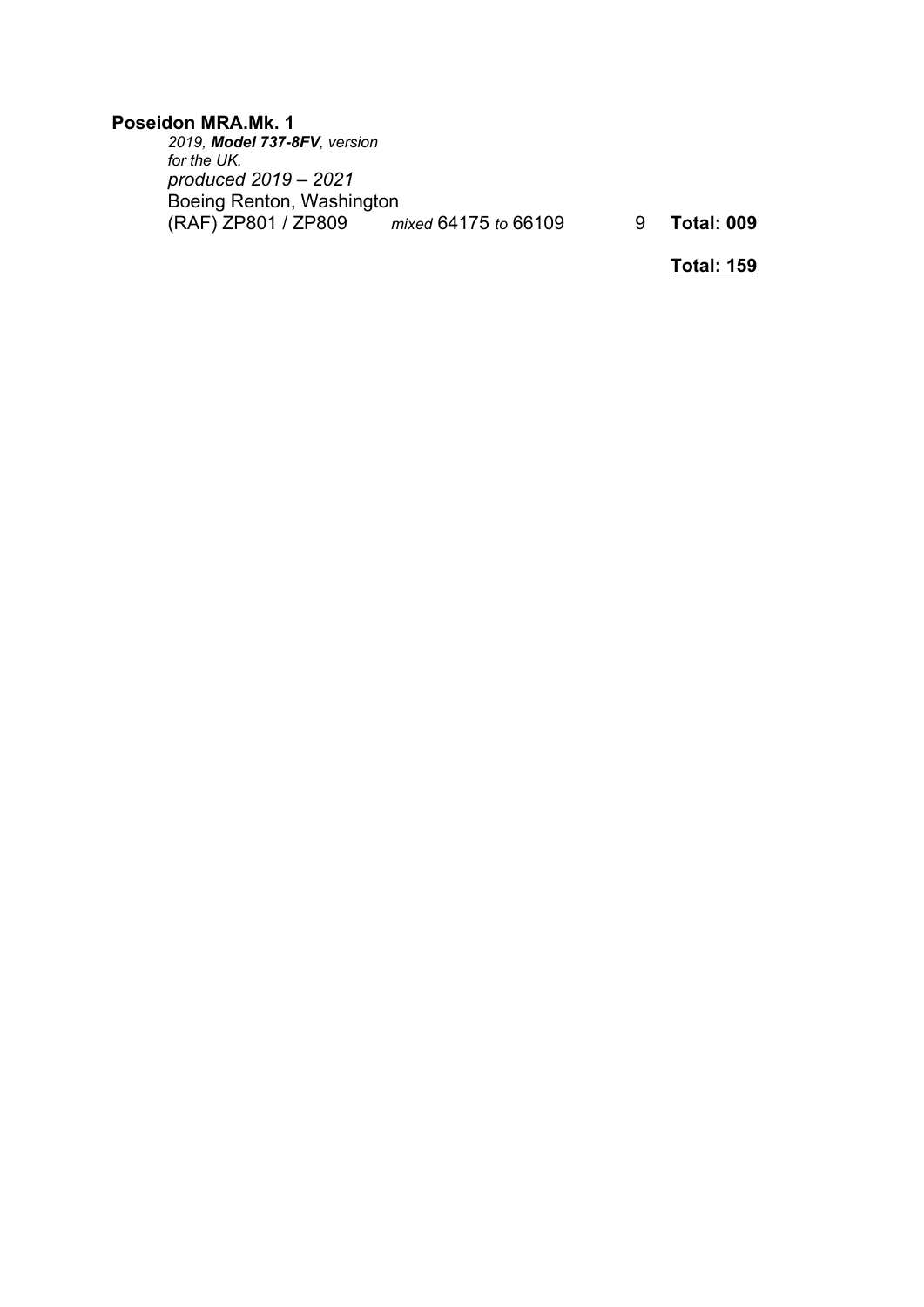**Poseidon MRA.Mk. 1**

*2019, **Model 737-8FV**, version for the UK.*

*produced 2019 – 2021*

Boeing Renton, Washington

| | | | |
|---|---|---|---|
| (RAF) ZP801 / ZP809 | *mixed* 64175 *to* 66109 | 9 | **Total: 009** |
| | | | **Total: 159** |